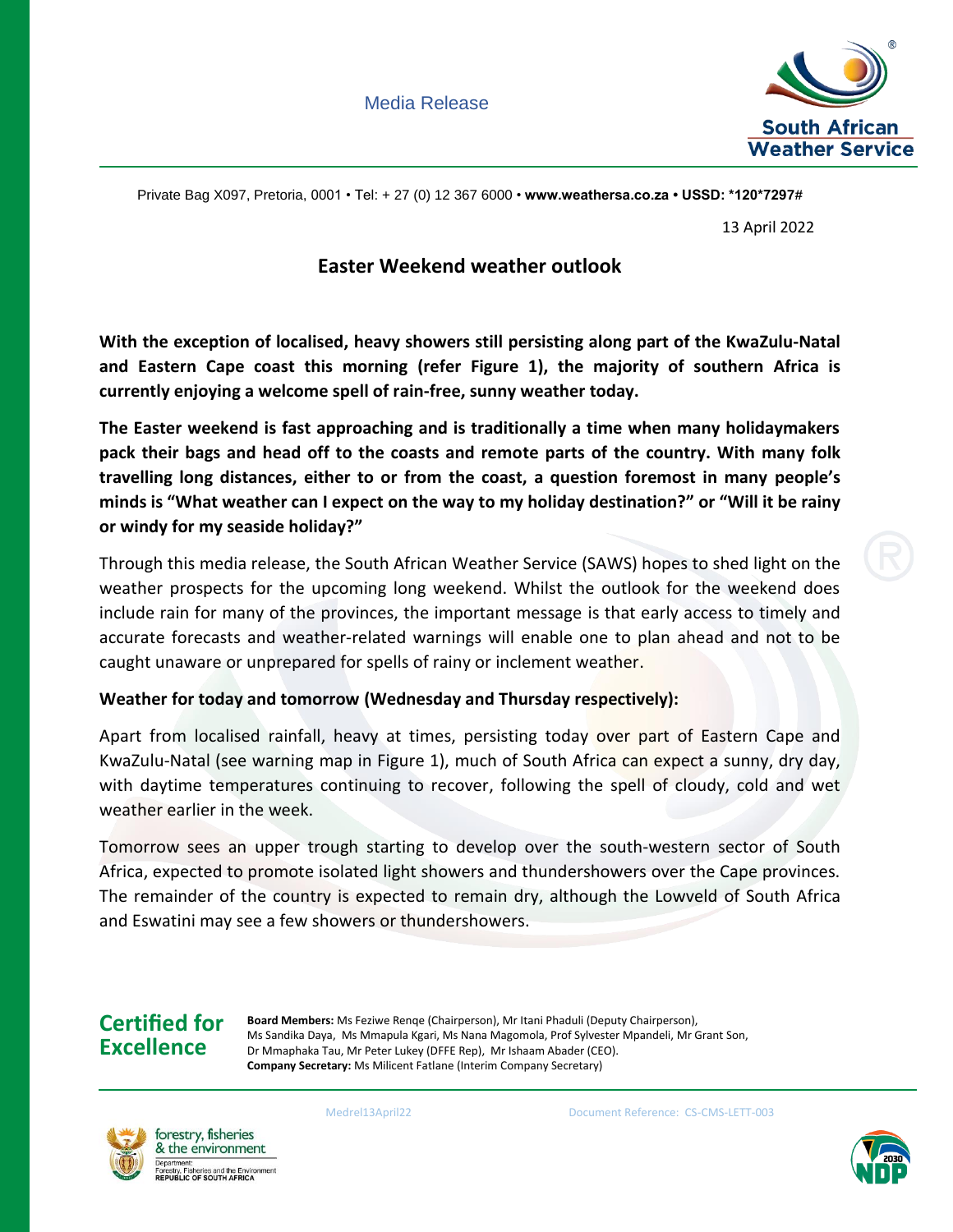Media Release

South African Weather Service

Private Bag X097, Pretoria, 0001 • Tel: + 27 (0) 12 367 6000 • **www.weathersa.co.za • USSD: *120*7297#**

13 April 2022

# Easter Weekend weather outlook

**With the exception of localised, heavy showers still persisting along part of the KwaZulu-Natal and Eastern Cape coast this morning (refer Figure 1), the majority of southern Africa is currently enjoying a welcome spell of rain-free, sunny weather today.**

**The Easter weekend is fast approaching and is traditionally a time when many holidaymakers pack their bags and head off to the coasts and remote parts of the country. With many folk travelling long distances, either to or from the coast, a question foremost in many people's minds is "What weather can I expect on the way to my holiday destination?" or "Will it be rainy or windy for my seaside holiday?"**

Through this media release, the South African Weather Service (SAWS) hopes to shed light on the weather prospects for the upcoming long weekend. Whilst the outlook for the weekend does include rain for many of the provinces, the important message is that early access to timely and accurate forecasts and weather-related warnings will enable one to plan ahead and not to be caught unaware or unprepared for spells of rainy or inclement weather.

**Weather for today and tomorrow (Wednesday and Thursday respectively):**

Apart from localised rainfall, heavy at times, persisting today over part of Eastern Cape and KwaZulu-Natal (see warning map in Figure 1), much of South Africa can expect a sunny, dry day, with daytime temperatures continuing to recover, following the spell of cloudy, cold and wet weather earlier in the week.

Tomorrow sees an upper trough starting to develop over the south-western sector of South Africa, expected to promote isolated light showers and thundershowers over the Cape provinces. The remainder of the country is expected to remain dry, although the Lowveld of South Africa and Eswatini may see a few showers or thundershowers.

**Certified for Excellence**

**Board Members:** Ms Feziwe Renqe (Chairperson), Mr Itani Phaduli (Deputy Chairperson), Ms Sandika Daya, Ms Mmapula Kgari, Ms Nana Magomola, Prof Sylvester Mpandeli, Mr Grant Son, Dr Mmaphaka Tau, Mr Peter Lukey (DFFE Rep), Mr Ishaam Abader (CEO).
**Company Secretary:** Ms Milicent Fatlane (Interim Company Secretary)

Medrel13April22

Document Reference: CS-CMS-LETT-003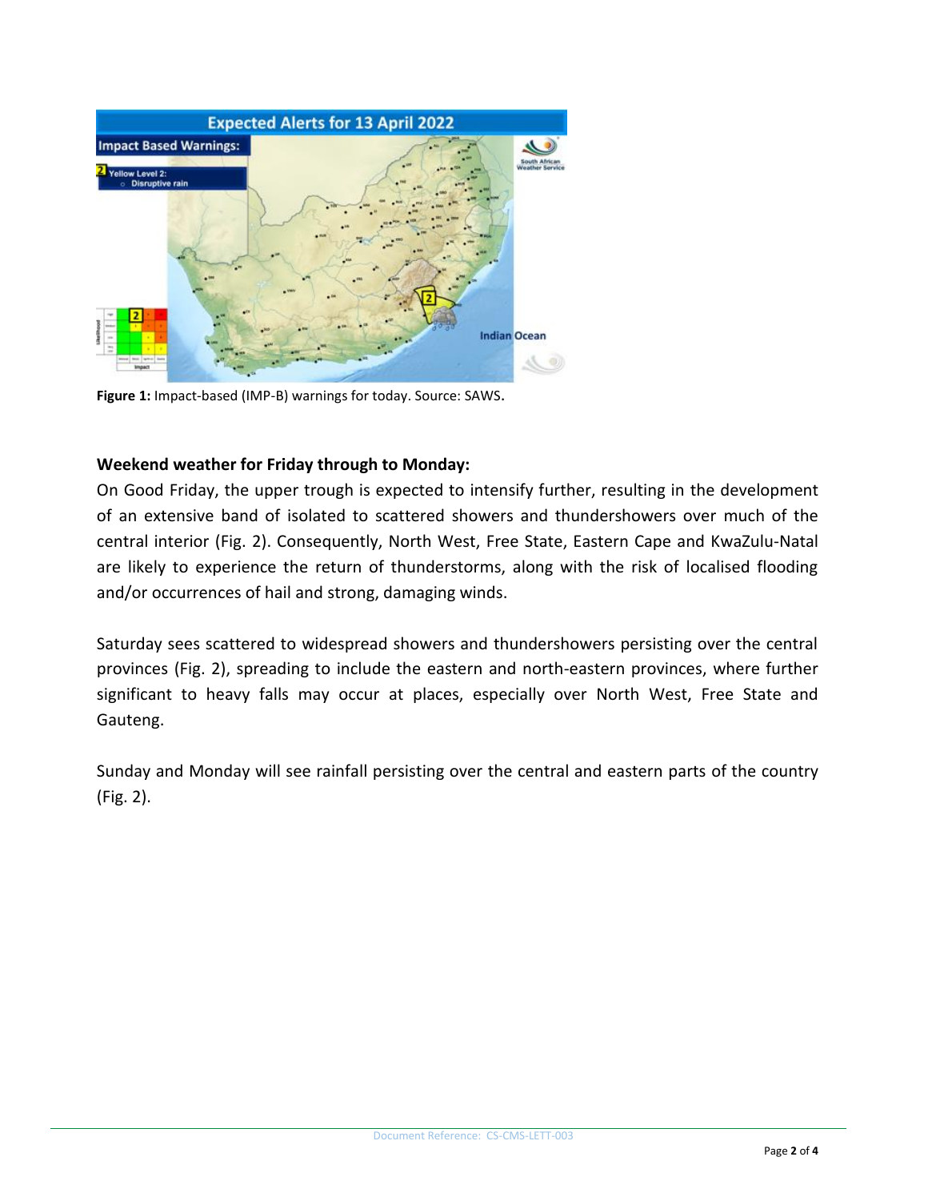Expected Alerts for 13 April 2022

Impact Based Warnings:

2 Yellow Level 2:
- Disruptive rain

South African Weather Service

Indian Ocean

**Figure 1:** Impact-based (IMP-B) warnings for today. Source: SAWS.

**Weekend weather for Friday through to Monday:**

On Good Friday, the upper trough is expected to intensify further, resulting in the development of an extensive band of isolated to scattered showers and thundershowers over much of the central interior (Fig. 2). Consequently, North West, Free State, Eastern Cape and KwaZulu-Natal are likely to experience the return of thunderstorms, along with the risk of localised flooding and/or occurrences of hail and strong, damaging winds.

Saturday sees scattered to widespread showers and thundershowers persisting over the central provinces (Fig. 2), spreading to include the eastern and north-eastern provinces, where further significant to heavy falls may occur at places, especially over North West, Free State and Gauteng.

Sunday and Monday will see rainfall persisting over the central and eastern parts of the country (Fig. 2).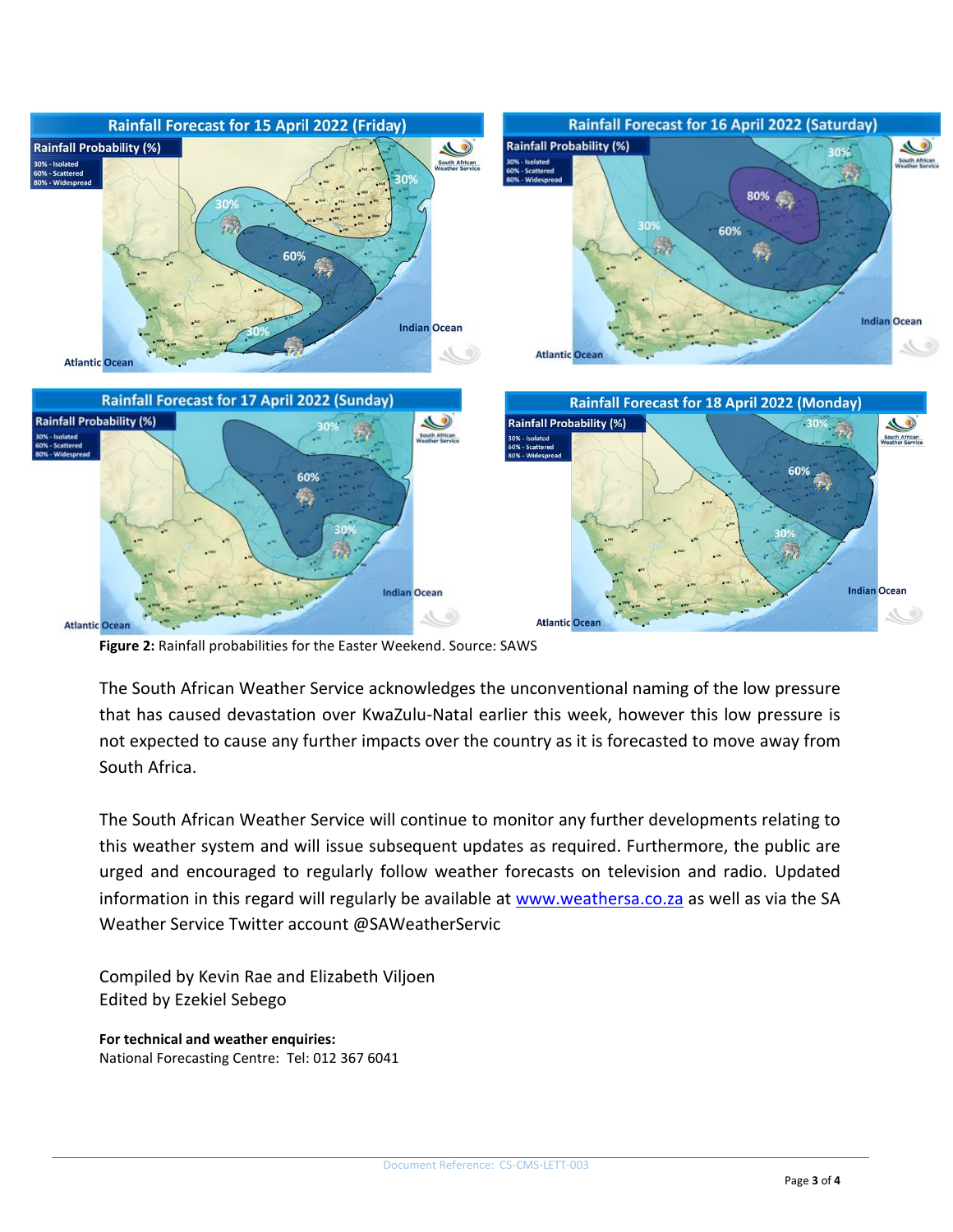Rainfall Forecast for 15 April 2022 (Friday)

Rainfall Probability (%)

30% - Isolated
60% - Scattered
80% - Widespread

30%
30%
60%
30%

Indian Ocean
Atlantic Ocean

Rainfall Forecast for 16 April 2022 (Saturday)

Rainfall Probability (%)

30% - Isolated
60% - Scattered
80% - Widespread

30%
80%
30%
60%

Indian Ocean
Atlantic Ocean

Rainfall Forecast for 17 April 2022 (Sunday)

Rainfall Probability (%)

30% - Isolated
60% - Scattered
80% - Widespread

30%
60%
30%

Indian Ocean
Atlantic Ocean

Rainfall Forecast for 18 April 2022 (Monday)

Rainfall Probability (%)

30% - Isolated
60% - Scattered
80% - Widespread

30%
60%
30%

Indian Ocean
Atlantic Ocean

**Figure 2:** Rainfall probabilities for the Easter Weekend. Source: SAWS

The South African Weather Service acknowledges the unconventional naming of the low pressure that has caused devastation over KwaZulu-Natal earlier this week, however this low pressure is not expected to cause any further impacts over the country as it is forecasted to move away from South Africa.

The South African Weather Service will continue to monitor any further developments relating to this weather system and will issue subsequent updates as required. Furthermore, the public are urged and encouraged to regularly follow weather forecasts on television and radio. Updated information in this regard will regularly be available at [www.weathersa.co.za](http://www.weathersa.co.za) as well as via the SA Weather Service Twitter account @SAWeatherServic

Compiled by Kevin Rae and Elizabeth Viljoen
Edited by Ezekiel Sebego

**For technical and weather enquiries:**
National Forecasting Centre: Tel: 012 367 6041

Document Reference: CS-CMS-LETT-003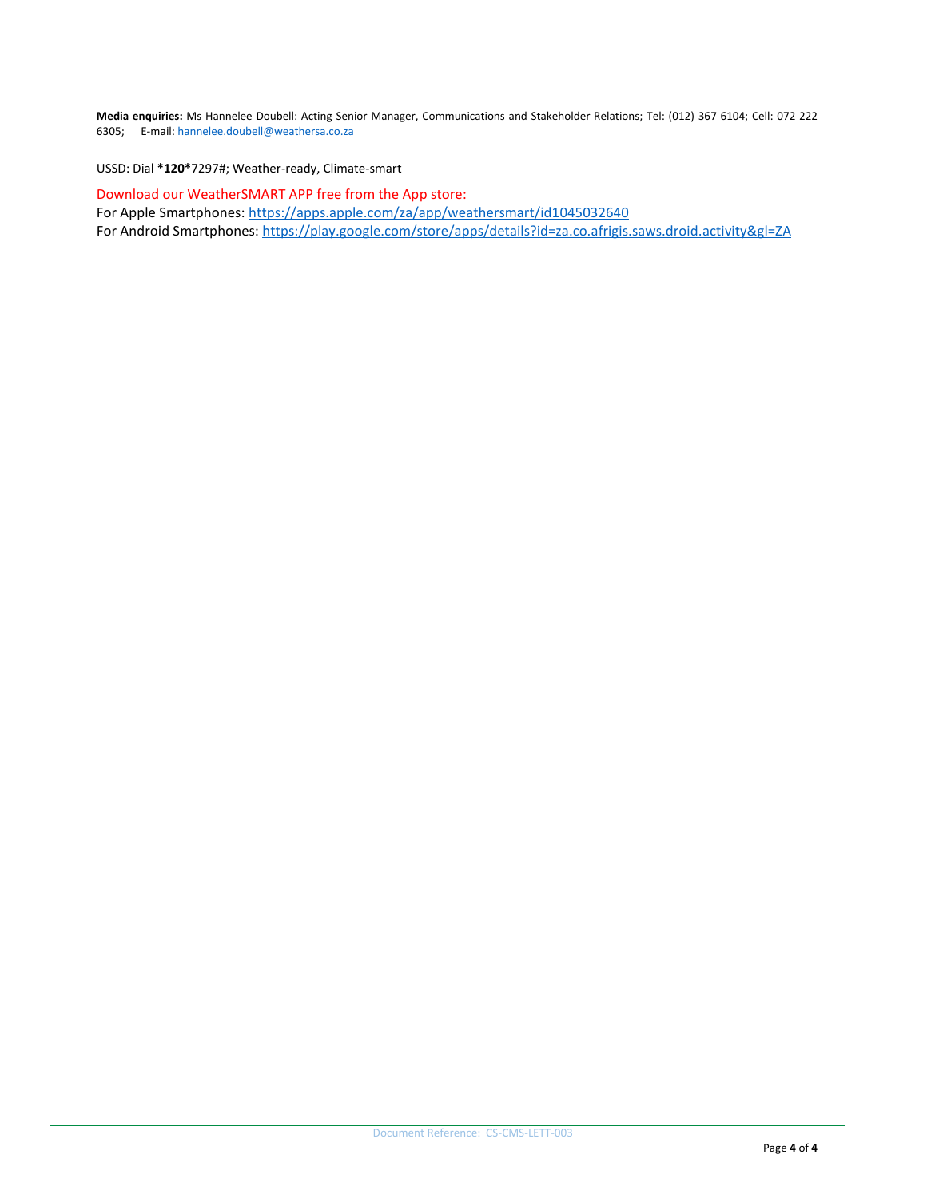**Media enquiries:** Ms Hannelee Doubell: Acting Senior Manager, Communications and Stakeholder Relations; Tel: (012) 367 6104; Cell: 072 222 6305; E-mail: hannelee.doubell@weathersa.co.za

USSD: Dial ***120***7297#; Weather-ready, Climate-smart

Download our WeatherSMART APP free from the App store:
For Apple Smartphones: https://apps.apple.com/za/app/weathersmart/id1045032640
For Android Smartphones: https://play.google.com/store/apps/details?id=za.co.afrigis.saws.droid.activity&gl=ZA

Document Reference: CS-CMS-LETT-003